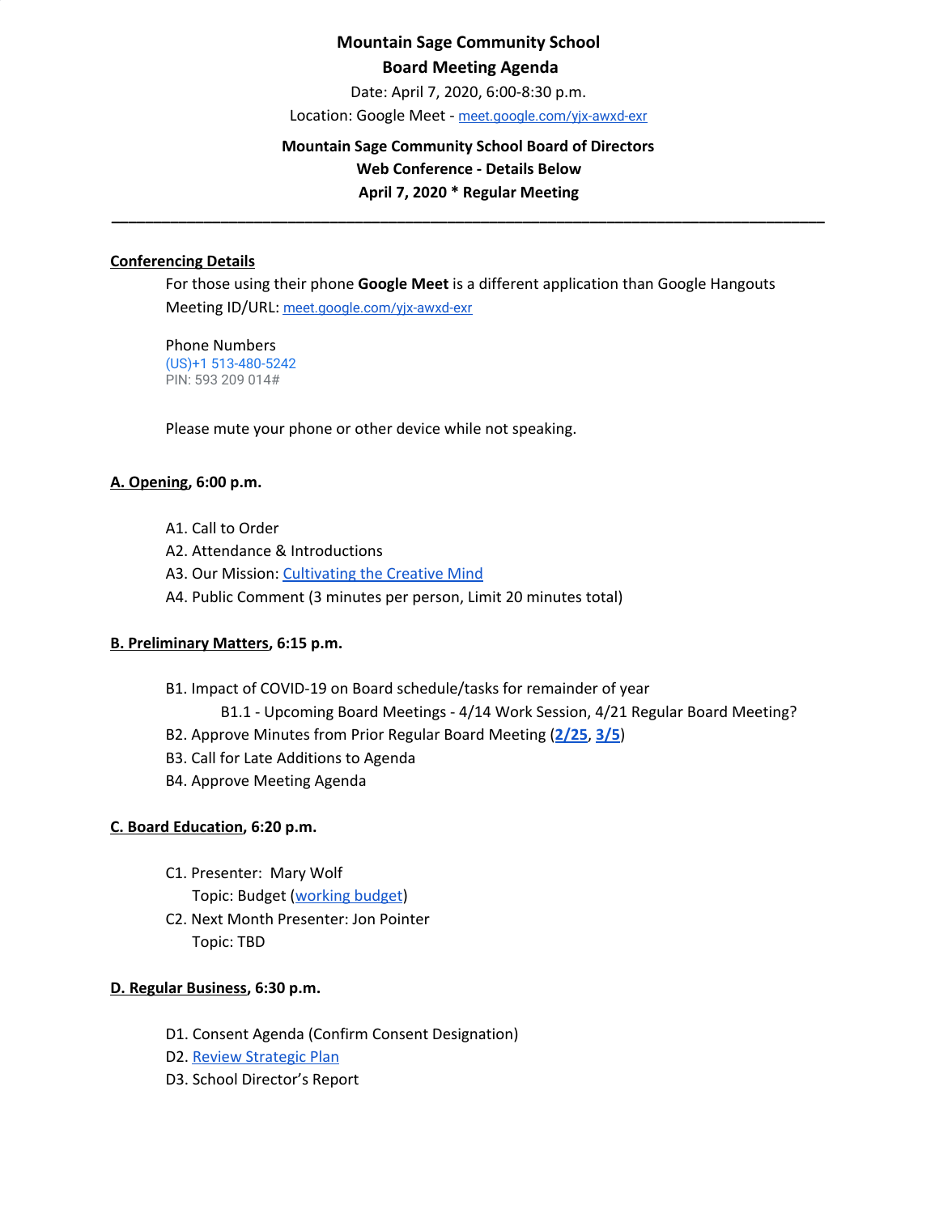# Mountain Sage Community School

## Board Meeting Agenda

Date: April 7, 2020, 6:00-8:30 p.m.

Location: Google Meet - meet.google.com/yjx-awxd-exr

**Mountain Sage Community School Board of Directors**

**Web Conference - Details Below**

**April 7, 2020 * Regular Meeting**

---

### Conferencing Details

For those using their phone **Google Meet** is a different application than Google Hangouts

Meeting ID/URL: meet.google.com/yjx-awxd-exr

Phone Numbers

(US)+1 513-480-5242

PIN: 593 209 014#

Please mute your phone or other device while not speaking.

### A. Opening, 6:00 p.m.

- A1. Call to Order
- A2. Attendance & Introductions
- A3. Our Mission: Cultivating the Creative Mind
- A4. Public Comment (3 minutes per person, Limit 20 minutes total)

### B. Preliminary Matters, 6:15 p.m.

- B1. Impact of COVID-19 on Board schedule/tasks for remainder of year
  - B1.1 - Upcoming Board Meetings - 4/14 Work Session, 4/21 Regular Board Meeting?
- B2. Approve Minutes from Prior Regular Board Meeting (**2/25**, **3/5**)
- B3. Call for Late Additions to Agenda
- B4. Approve Meeting Agenda

### C. Board Education, 6:20 p.m.

- C1. Presenter: Mary Wolf
  Topic: Budget (working budget)
- C2. Next Month Presenter: Jon Pointer
  Topic: TBD

### D. Regular Business, 6:30 p.m.

- D1. Consent Agenda (Confirm Consent Designation)
- D2. Review Strategic Plan
- D3. School Director's Report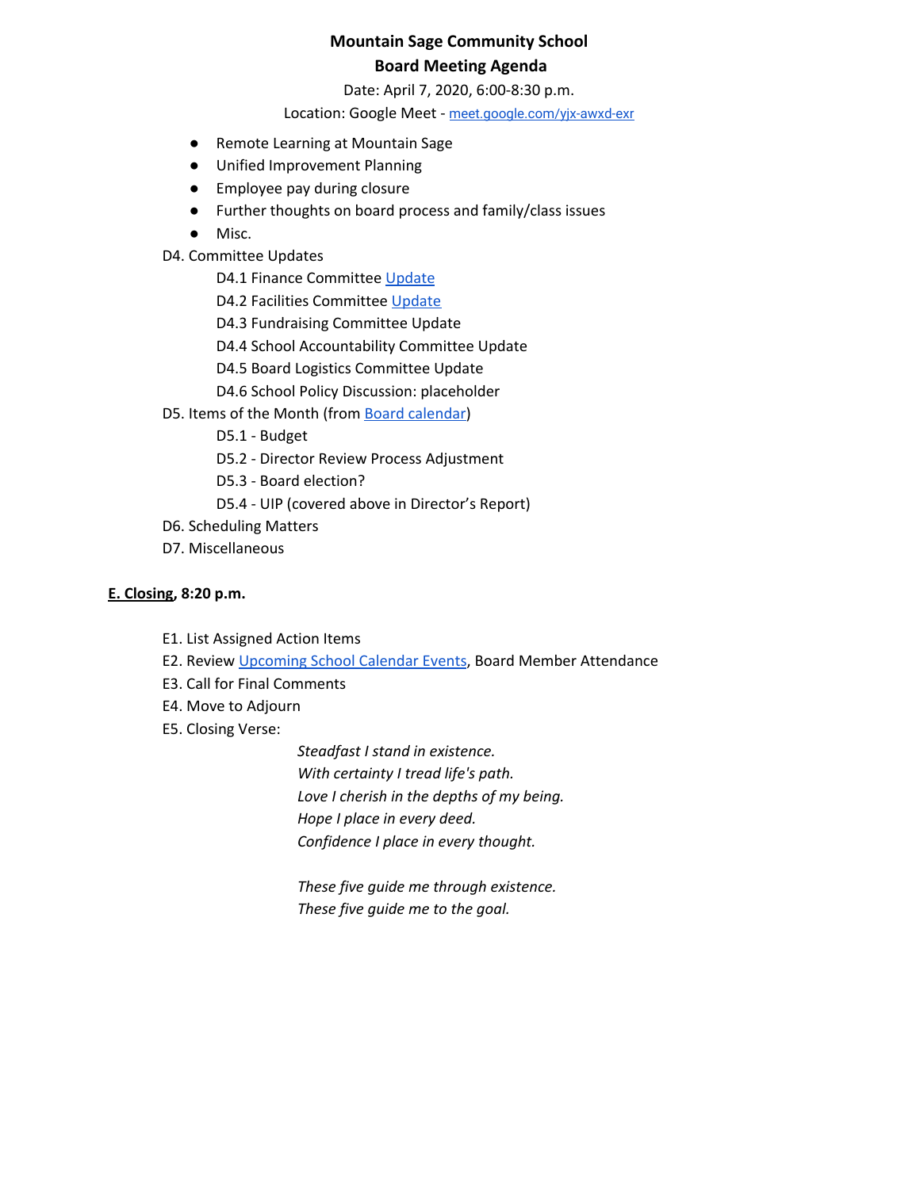**Mountain Sage Community School**
**Board Meeting Agenda**

Date: April 7, 2020, 6:00-8:30 p.m.

Location: Google Meet - [meet.google.com/yjx-awxd-exr](meet.google.com/yjx-awxd-exr)

- Remote Learning at Mountain Sage
- Unified Improvement Planning
- Employee pay during closure
- Further thoughts on board process and family/class issues
- Misc.

D4. Committee Updates

- D4.1 Finance Committee Update
- D4.2 Facilities Committee Update
- D4.3 Fundraising Committee Update
- D4.4 School Accountability Committee Update
- D4.5 Board Logistics Committee Update
- D4.6 School Policy Discussion: placeholder

D5. Items of the Month (from Board calendar)

- D5.1 - Budget
- D5.2 - Director Review Process Adjustment
- D5.3 - Board election?
- D5.4 - UIP (covered above in Director's Report)

D6. Scheduling Matters

D7. Miscellaneous

**E. Closing, 8:20 p.m.**

E1. List Assigned Action Items

E2. Review Upcoming School Calendar Events, Board Member Attendance

E3. Call for Final Comments

E4. Move to Adjourn

E5. Closing Verse:

*Steadfast I stand in existence.*
*With certainty I tread life's path.*
*Love I cherish in the depths of my being.*
*Hope I place in every deed.*
*Confidence I place in every thought.*

*These five guide me through existence.*
*These five guide me to the goal.*